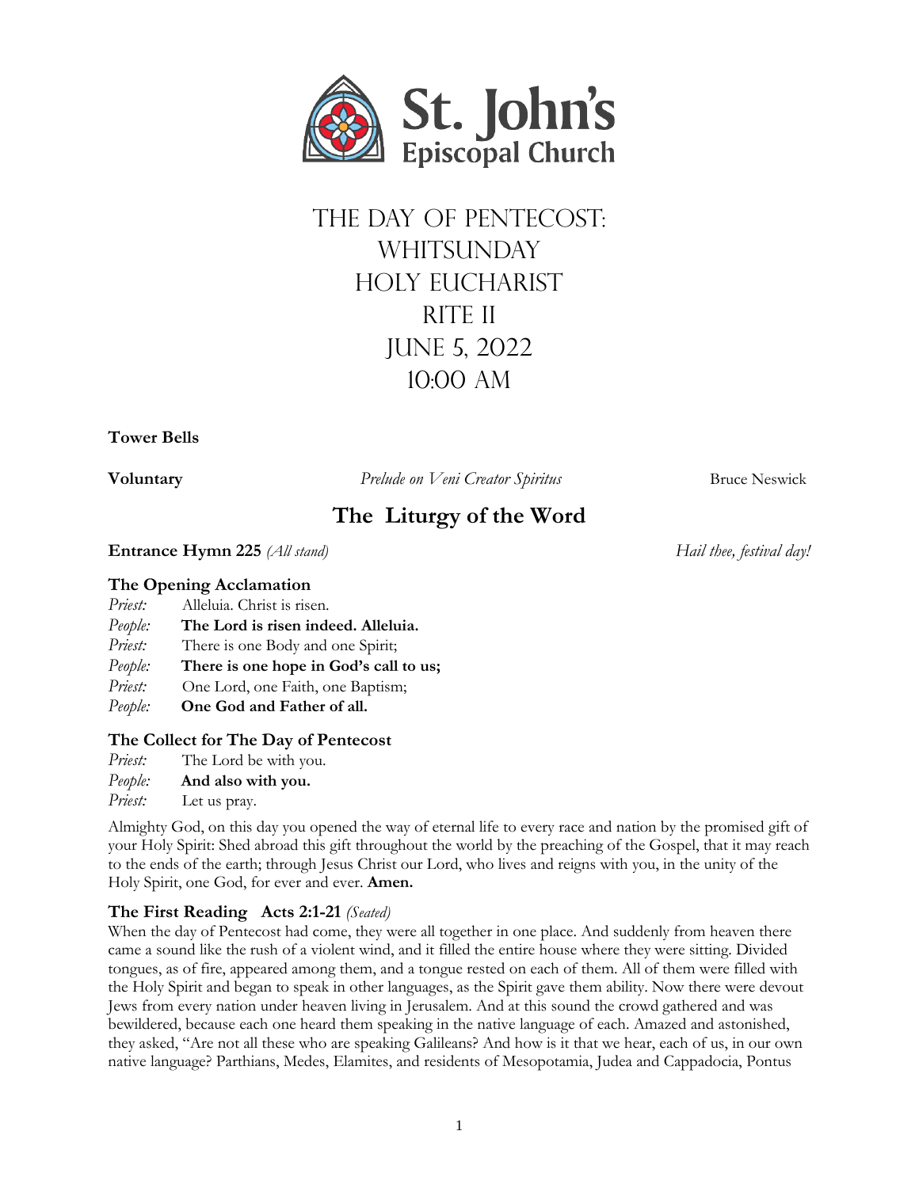St. John's
Episcopal Church

# The Day of Pentecost: Whitsunday
# Holy Eucharist
# Rite II
# June 5, 2022
# 10:00 AM

**Tower Bells**

**Voluntary** *Prelude on Veni Creator Spiritus* Bruce Neswick

## The Liturgy of the Word

**Entrance Hymn 225** *(All stand)* *Hail thee, festival day!*

### The Opening Acclamation

*Priest:* Alleluia. Christ is risen.
*People:* **The Lord is risen indeed. Alleluia.**
*Priest:* There is one Body and one Spirit;
*People:* **There is one hope in God's call to us;**
*Priest:* One Lord, one Faith, one Baptism;
*People:* **One God and Father of all.**

### The Collect for The Day of Pentecost

*Priest:* The Lord be with you.
*People:* **And also with you.**
*Priest:* Let us pray.

Almighty God, on this day you opened the way of eternal life to every race and nation by the promised gift of your Holy Spirit: Shed abroad this gift throughout the world by the preaching of the Gospel, that it may reach to the ends of the earth; through Jesus Christ our Lord, who lives and reigns with you, in the unity of the Holy Spirit, one God, for ever and ever. **Amen.**

### The First Reading Acts 2:1-21 *(Seated)*

When the day of Pentecost had come, they were all together in one place. And suddenly from heaven there came a sound like the rush of a violent wind, and it filled the entire house where they were sitting. Divided tongues, as of fire, appeared among them, and a tongue rested on each of them. All of them were filled with the Holy Spirit and began to speak in other languages, as the Spirit gave them ability. Now there were devout Jews from every nation under heaven living in Jerusalem. And at this sound the crowd gathered and was bewildered, because each one heard them speaking in the native language of each. Amazed and astonished, they asked, "Are not all these who are speaking Galileans? And how is it that we hear, each of us, in our own native language? Parthians, Medes, Elamites, and residents of Mesopotamia, Judea and Cappadocia, Pontus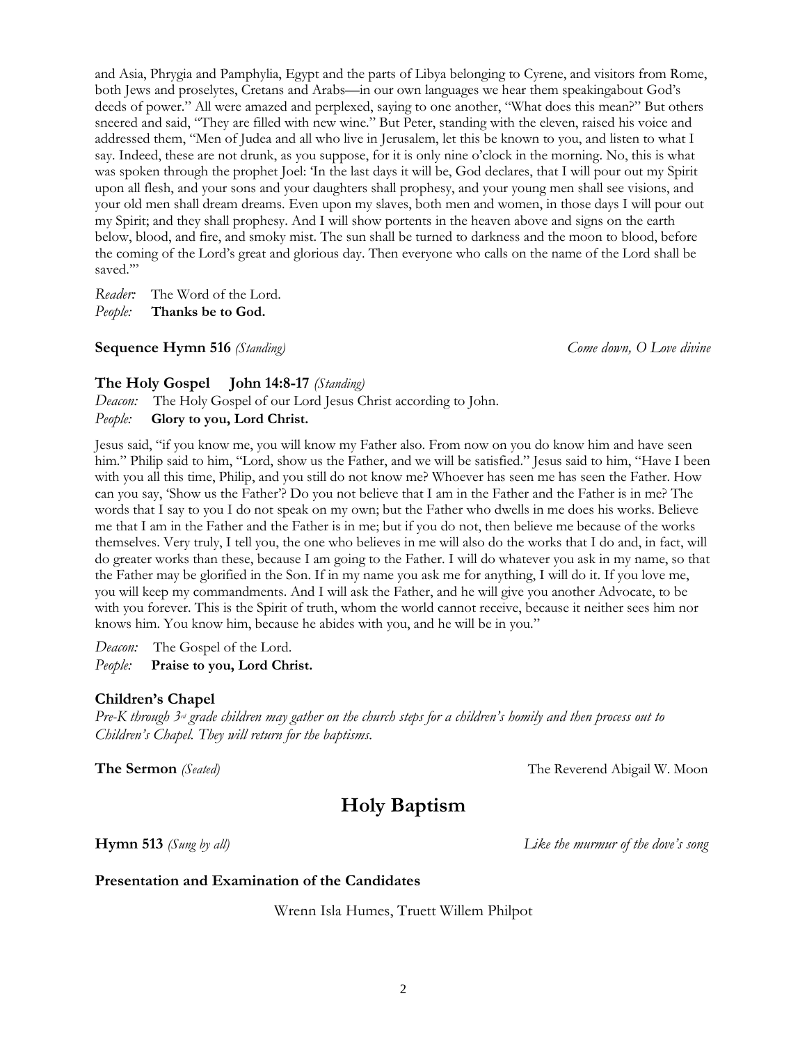and Asia, Phrygia and Pamphylia, Egypt and the parts of Libya belonging to Cyrene, and visitors from Rome, both Jews and proselytes, Cretans and Arabs—in our own languages we hear them speakingabout God's deeds of power." All were amazed and perplexed, saying to one another, "What does this mean?" But others sneered and said, "They are filled with new wine." But Peter, standing with the eleven, raised his voice and addressed them, "Men of Judea and all who live in Jerusalem, let this be known to you, and listen to what I say. Indeed, these are not drunk, as you suppose, for it is only nine o'clock in the morning. No, this is what was spoken through the prophet Joel: 'In the last days it will be, God declares, that I will pour out my Spirit upon all flesh, and your sons and your daughters shall prophesy, and your young men shall see visions, and your old men shall dream dreams. Even upon my slaves, both men and women, in those days I will pour out my Spirit; and they shall prophesy. And I will show portents in the heaven above and signs on the earth below, blood, and fire, and smoky mist. The sun shall be turned to darkness and the moon to blood, before the coming of the Lord's great and glorious day. Then everyone who calls on the name of the Lord shall be saved.'"

*Reader:* The Word of the Lord.
*People:* **Thanks be to God.**

**Sequence Hymn 516** *(Standing)* *Come down, O Love divine*

**The Holy Gospel John 14:8-17** *(Standing)*

*Deacon:* The Holy Gospel of our Lord Jesus Christ according to John.
*People:* **Glory to you, Lord Christ.**

Jesus said, "if you know me, you will know my Father also. From now on you do know him and have seen him." Philip said to him, "Lord, show us the Father, and we will be satisfied." Jesus said to him, "Have I been with you all this time, Philip, and you still do not know me? Whoever has seen me has seen the Father. How can you say, 'Show us the Father'? Do you not believe that I am in the Father and the Father is in me? The words that I say to you I do not speak on my own; but the Father who dwells in me does his works. Believe me that I am in the Father and the Father is in me; but if you do not, then believe me because of the works themselves. Very truly, I tell you, the one who believes in me will also do the works that I do and, in fact, will do greater works than these, because I am going to the Father. I will do whatever you ask in my name, so that the Father may be glorified in the Son. If in my name you ask me for anything, I will do it. If you love me, you will keep my commandments. And I will ask the Father, and he will give you another Advocate, to be with you forever. This is the Spirit of truth, whom the world cannot receive, because it neither sees him nor knows him. You know him, because he abides with you, and he will be in you."

*Deacon:* The Gospel of the Lord.
*People:* **Praise to you, Lord Christ.**

**Children's Chapel**

*Pre-K through 3rd grade children may gather on the church steps for a children's homily and then process out to Children's Chapel. They will return for the baptisms.*

**The Sermon** *(Seated)* The Reverend Abigail W. Moon

# Holy Baptism

**Hymn 513** *(Sung by all)* *Like the murmur of the dove's song*

**Presentation and Examination of the Candidates**

Wrenn Isla Humes, Truett Willem Philpot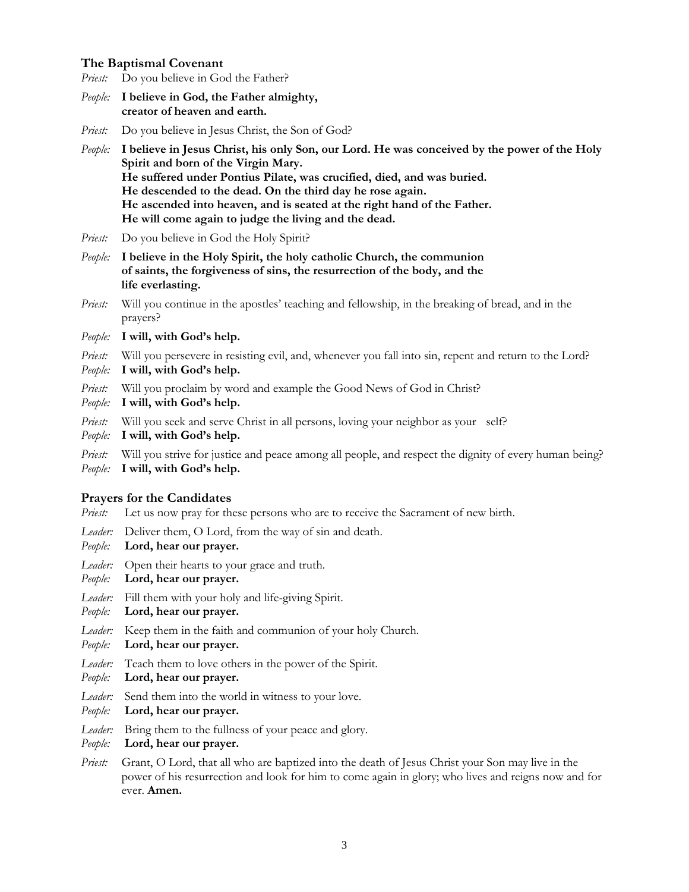## The Baptismal Covenant

*Priest:* Do you believe in God the Father?

*People:* **I believe in God, the Father almighty, creator of heaven and earth.**

*Priest:* Do you believe in Jesus Christ, the Son of God?

*People:* **I believe in Jesus Christ, his only Son, our Lord. He was conceived by the power of the Holy Spirit and born of the Virgin Mary.
He suffered under Pontius Pilate, was crucified, died, and was buried.
He descended to the dead. On the third day he rose again.
He ascended into heaven, and is seated at the right hand of the Father.
He will come again to judge the living and the dead.**

*Priest:* Do you believe in God the Holy Spirit?

*People:* **I believe in the Holy Spirit, the holy catholic Church, the communion of saints, the forgiveness of sins, the resurrection of the body, and the life everlasting.**

*Priest:* Will you continue in the apostles' teaching and fellowship, in the breaking of bread, and in the prayers?

*People:* **I will, with God's help.**

*Priest:* Will you persevere in resisting evil, and, whenever you fall into sin, repent and return to the Lord?

*People:* **I will, with God's help.**

*Priest:* Will you proclaim by word and example the Good News of God in Christ?

*People:* **I will, with God's help.**

*Priest:* Will you seek and serve Christ in all persons, loving your neighbor as your self?

*People:* **I will, with God's help.**

*Priest:* Will you strive for justice and peace among all people, and respect the dignity of every human being?

*People:* **I will, with God's help.**

## Prayers for the Candidates

*Priest:* Let us now pray for these persons who are to receive the Sacrament of new birth.

*Leader:* Deliver them, O Lord, from the way of sin and death.

*People:* **Lord, hear our prayer.**

*Leader:* Open their hearts to your grace and truth.

*People:* **Lord, hear our prayer.**

*Leader:* Fill them with your holy and life-giving Spirit.

*People:* **Lord, hear our prayer.**

*Leader:* Keep them in the faith and communion of your holy Church.

*People:* **Lord, hear our prayer.**

*Leader:* Teach them to love others in the power of the Spirit.

*People:* **Lord, hear our prayer.**

*Leader:* Send them into the world in witness to your love.

*People:* **Lord, hear our prayer.**

*Leader:* Bring them to the fullness of your peace and glory.

*People:* **Lord, hear our prayer.**

*Priest:* Grant, O Lord, that all who are baptized into the death of Jesus Christ your Son may live in the power of his resurrection and look for him to come again in glory; who lives and reigns now and for ever. **Amen.**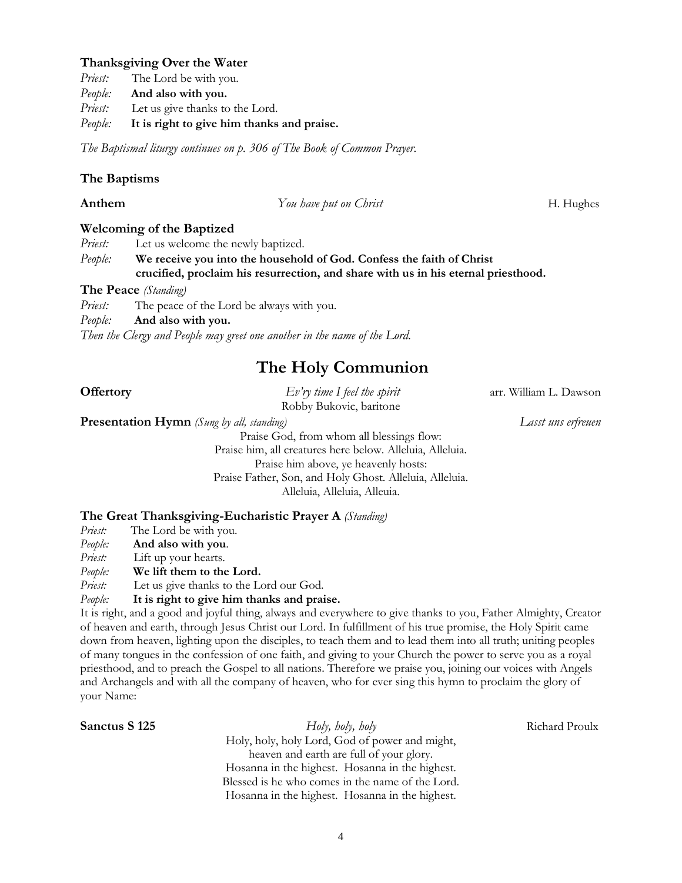### Thanksgiving Over the Water

*Priest:* The Lord be with you.
*People:* **And also with you.**
*Priest:* Let us give thanks to the Lord.
*People:* **It is right to give him thanks and praise.**

*The Baptismal liturgy continues on p. 306 of The Book of Common Prayer.*

### The Baptisms

**Anthem** *You have put on Christ* H. Hughes

### Welcoming of the Baptized

*Priest:* Let us welcome the newly baptized.
*People:* **We receive you into the household of God. Confess the faith of Christ crucified, proclaim his resurrection, and share with us in his eternal priesthood.**

**The Peace** *(Standing)*

*Priest:* The peace of the Lord be always with you.
*People:* **And also with you.**

*Then the Clergy and People may greet one another in the name of the Lord.*

## The Holy Communion

**Offertory** *Ev'ry time I feel the spirit* arr. William L. Dawson
Robby Bukovic, baritone

**Presentation Hymn** *(Sung by all, standing)* *Lasst uns erfreuen*

Praise God, from whom all blessings flow:
Praise him, all creatures here below. Alleluia, Alleluia.
Praise him above, ye heavenly hosts:
Praise Father, Son, and Holy Ghost. Alleluia, Alleluia.
Alleluia, Alleluia, Alleuia.

### The Great Thanksgiving-Eucharistic Prayer A *(Standing)*

*Priest:* The Lord be with you.
*People:* **And also with you**.
*Priest:* Lift up your hearts.
*People:* **We lift them to the Lord.**
*Priest:* Let us give thanks to the Lord our God.
*People:* **It is right to give him thanks and praise.**

It is right, and a good and joyful thing, always and everywhere to give thanks to you, Father Almighty, Creator of heaven and earth, through Jesus Christ our Lord. In fulfillment of his true promise, the Holy Spirit came down from heaven, lighting upon the disciples, to teach them and to lead them into all truth; uniting peoples of many tongues in the confession of one faith, and giving to your Church the power to serve you as a royal priesthood, and to preach the Gospel to all nations. Therefore we praise you, joining our voices with Angels and Archangels and with all the company of heaven, who for ever sing this hymn to proclaim the glory of your Name:

**Sanctus S 125** *Holy, holy, holy* Richard Proulx

Holy, holy, holy Lord, God of power and might,
heaven and earth are full of your glory.
Hosanna in the highest. Hosanna in the highest.
Blessed is he who comes in the name of the Lord.
Hosanna in the highest. Hosanna in the highest.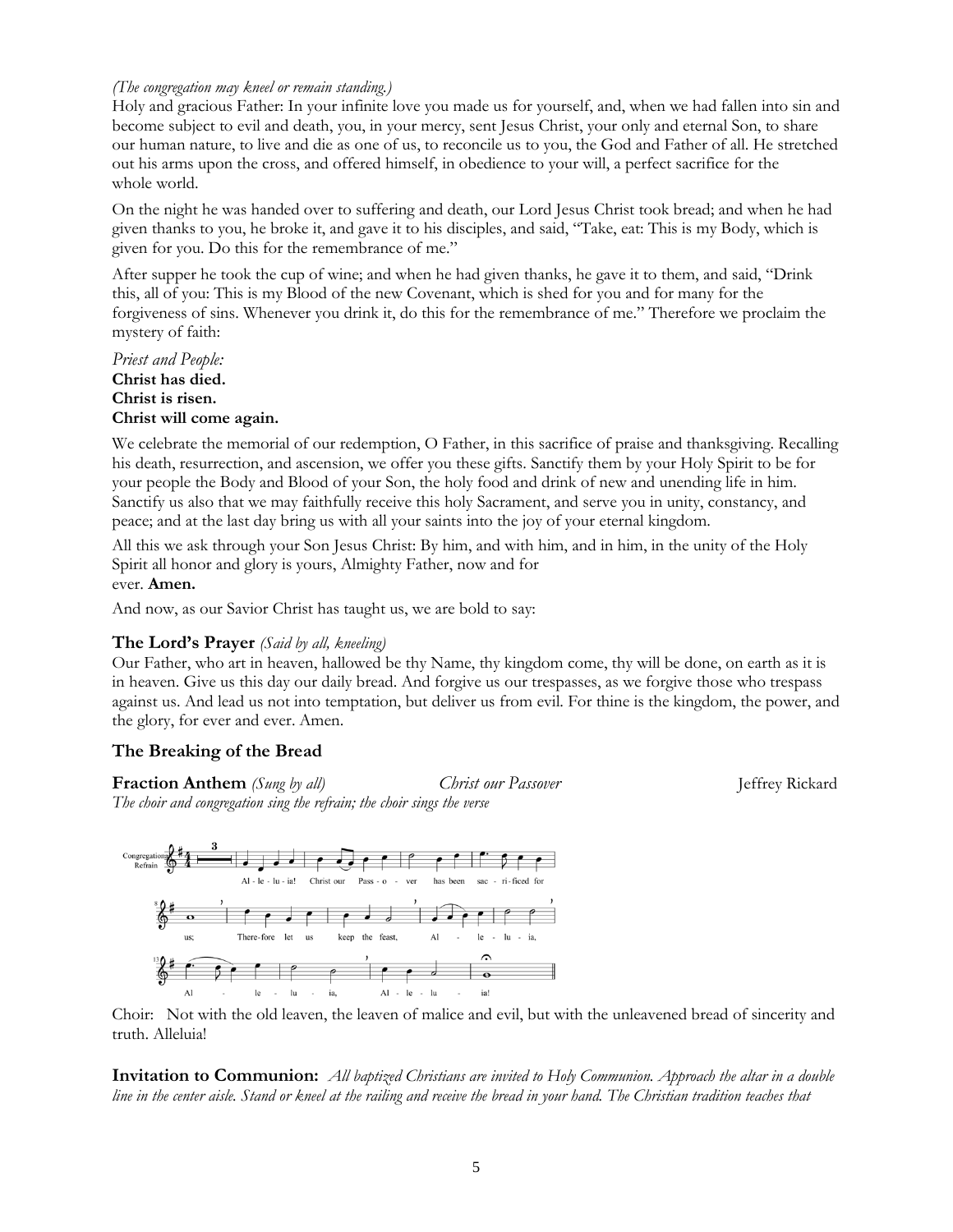*(The congregation may kneel or remain standing.)*

Holy and gracious Father: In your infinite love you made us for yourself, and, when we had fallen into sin and become subject to evil and death, you, in your mercy, sent Jesus Christ, your only and eternal Son, to share our human nature, to live and die as one of us, to reconcile us to you, the God and Father of all. He stretched out his arms upon the cross, and offered himself, in obedience to your will, a perfect sacrifice for the whole world.

On the night he was handed over to suffering and death, our Lord Jesus Christ took bread; and when he had given thanks to you, he broke it, and gave it to his disciples, and said, "Take, eat: This is my Body, which is given for you. Do this for the remembrance of me."

After supper he took the cup of wine; and when he had given thanks, he gave it to them, and said, "Drink this, all of you: This is my Blood of the new Covenant, which is shed for you and for many for the forgiveness of sins. Whenever you drink it, do this for the remembrance of me." Therefore we proclaim the mystery of faith:

*Priest and People:*
**Christ has died.**
**Christ is risen.**
**Christ will come again.**

We celebrate the memorial of our redemption, O Father, in this sacrifice of praise and thanksgiving. Recalling his death, resurrection, and ascension, we offer you these gifts. Sanctify them by your Holy Spirit to be for your people the Body and Blood of your Son, the holy food and drink of new and unending life in him. Sanctify us also that we may faithfully receive this holy Sacrament, and serve you in unity, constancy, and peace; and at the last day bring us with all your saints into the joy of your eternal kingdom.

All this we ask through your Son Jesus Christ: By him, and with him, and in him, in the unity of the Holy Spirit all honor and glory is yours, Almighty Father, now and for ever. **Amen.**

And now, as our Savior Christ has taught us, we are bold to say:

### The Lord's Prayer *(Said by all, kneeling)*

Our Father, who art in heaven, hallowed be thy Name, thy kingdom come, thy will be done, on earth as it is in heaven. Give us this day our daily bread. And forgive us our trespasses, as we forgive those who trespass against us. And lead us not into temptation, but deliver us from evil. For thine is the kingdom, the power, and the glory, for ever and ever. Amen.

### The Breaking of the Bread

**Fraction Anthem** *(Sung by all)* *Christ our Passover* Jeffrey Rickard

*The choir and congregation sing the refrain; the choir sings the verse*

Congregation Refrain

Al - le - lu - ia! Christ our Pass - o - ver has been sac - ri - ficed for us; There - fore let us keep the feast, Al - le - lu - ia, Al - le - lu - ia, Al - le - lu - ia!

Choir: Not with the old leaven, the leaven of malice and evil, but with the unleavened bread of sincerity and truth. Alleluia!

**Invitation to Communion:** *All baptized Christians are invited to Holy Communion. Approach the altar in a double line in the center aisle. Stand or kneel at the railing and receive the bread in your hand. The Christian tradition teaches that*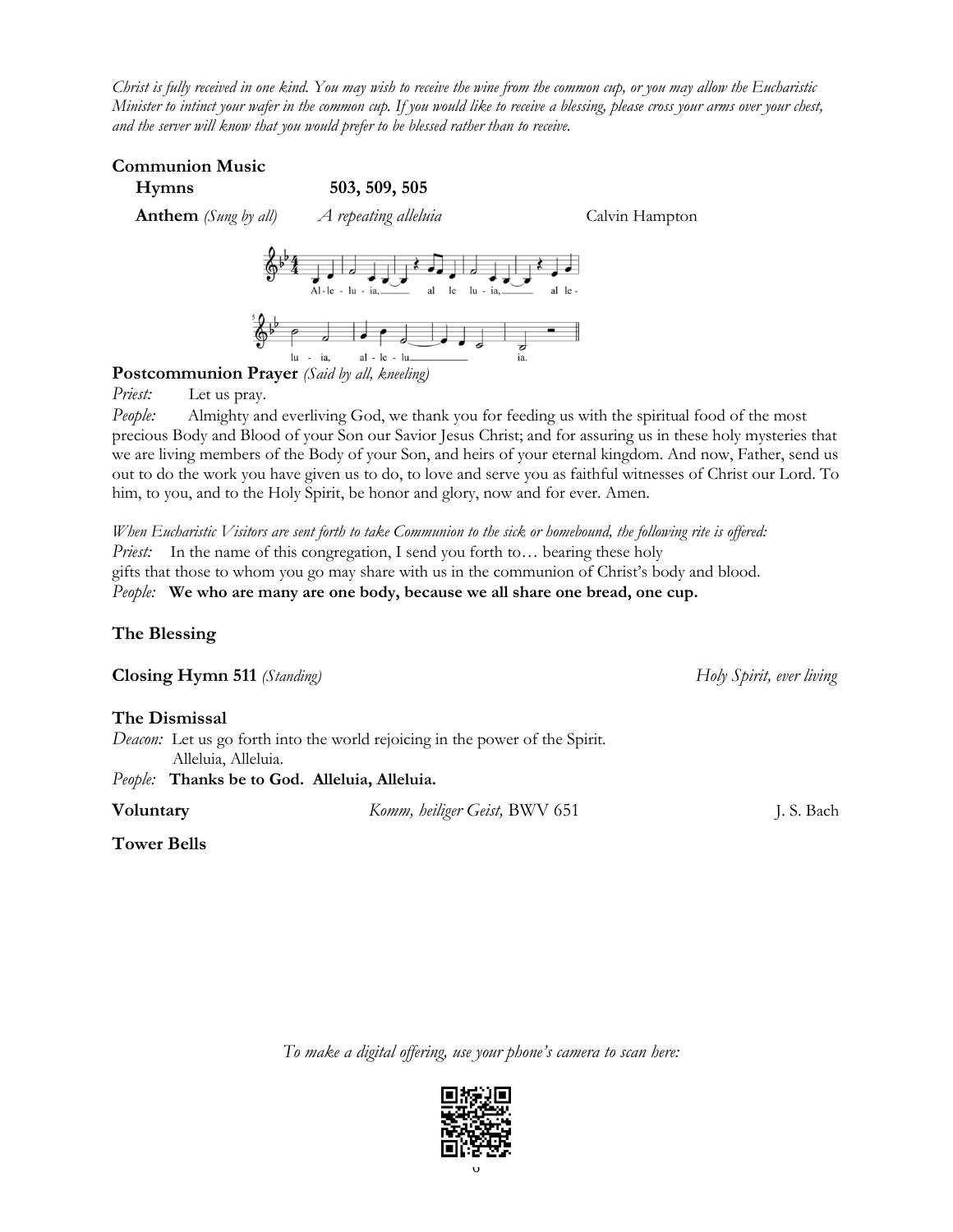*Christ is fully received in one kind. You may wish to receive the wine from the common cup, or you may allow the Eucharistic Minister to intinct your wafer in the common cup. If you would like to receive a blessing, please cross your arms over your chest, and the server will know that you would prefer to be blessed rather than to receive.*

**Communion Music**

**Hymns** **503, 509, 505**

**Anthem** *(Sung by all)* *A repeating alleluia* Calvin Hampton

**Postcommunion Prayer** *(Said by all, kneeling)*

*Priest:* Let us pray.

*People:* Almighty and everliving God, we thank you for feeding us with the spiritual food of the most precious Body and Blood of your Son our Savior Jesus Christ; and for assuring us in these holy mysteries that we are living members of the Body of your Son, and heirs of your eternal kingdom. And now, Father, send us out to do the work you have given us to do, to love and serve you as faithful witnesses of Christ our Lord. To him, to you, and to the Holy Spirit, be honor and glory, now and for ever. Amen.

*When Eucharistic Visitors are sent forth to take Communion to the sick or homebound, the following rite is offered:*

*Priest:* In the name of this congregation, I send you forth to… bearing these holy gifts that those to whom you go may share with us in the communion of Christ's body and blood.

*People:* **We who are many are one body, because we all share one bread, one cup.**

**The Blessing**

**Closing Hymn 511** *(Standing)* *Holy Spirit, ever living*

**The Dismissal**

*Deacon:* Let us go forth into the world rejoicing in the power of the Spirit. Alleluia, Alleluia.

*People:* **Thanks be to God. Alleluia, Alleluia.**

**Voluntary** *Komm, heiliger Geist,* BWV 651 J. S. Bach

**Tower Bells**

*To make a digital offering, use your phone's camera to scan here:*